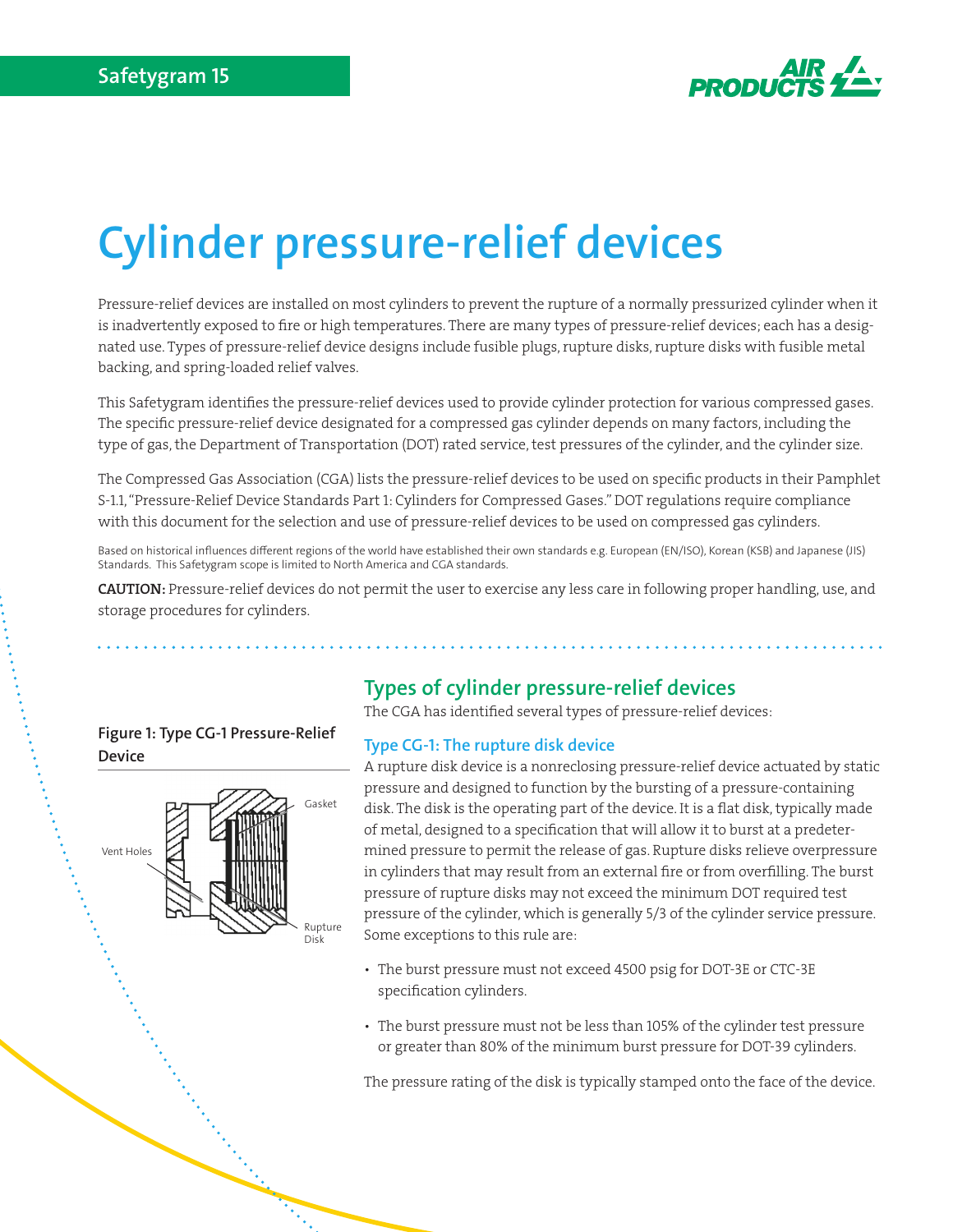Safetygram 15

# Cylinder pressure-relief devices

Pressure-relief devices are installed on most cylinders to prevent the rupture of a normally pressurized cylinder when it is inadvertently exposed to fire or high temperatures. There are many types of pressure-relief devices; each has a designated use. Types of pressure-relief device designs include fusible plugs, rupture disks, rupture disks with fusible metal backing, and spring-loaded relief valves.

This Safetygram identifies the pressure-relief devices used to provide cylinder protection for various compressed gases. The specific pressure-relief device designated for a compressed gas cylinder depends on many factors, including the type of gas, the Department of Transportation (DOT) rated service, test pressures of the cylinder, and the cylinder size.

The Compressed Gas Association (CGA) lists the pressure-relief devices to be used on specific products in their Pamphlet S-1.1, "Pressure-Relief Device Standards Part 1: Cylinders for Compressed Gases." DOT regulations require compliance with this document for the selection and use of pressure-relief devices to be used on compressed gas cylinders.

Based on historical influences different regions of the world have established their own standards e.g. European (EN/ISO), Korean (KSB) and Japanese (JIS) Standards. This Safetygram scope is limited to North America and CGA standards.

**CAUTION:** Pressure-relief devices do not permit the user to exercise any less care in following proper handling, use, and storage procedures for cylinders.

## Types of cylinder pressure-relief devices

The CGA has identified several types of pressure-relief devices:

### Type CG-1: The rupture disk device

A rupture disk device is a nonreclosing pressure-relief device actuated by static pressure and designed to function by the bursting of a pressure-containing disk. The disk is the operating part of the device. It is a flat disk, typically made of metal, designed to a specification that will allow it to burst at a predetermined pressure to permit the release of gas. Rupture disks relieve overpressure in cylinders that may result from an external fire or from overfilling. The burst pressure of rupture disks may not exceed the minimum DOT required test pressure of the cylinder, which is generally 5/3 of the cylinder service pressure. Some exceptions to this rule are:

- The burst pressure must not exceed 4500 psig for DOT-3E or CTC-3E specification cylinders.
- The burst pressure must not be less than 105% of the cylinder test pressure or greater than 80% of the minimum burst pressure for DOT-39 cylinders.

The pressure rating of the disk is typically stamped onto the face of the device.

**Figure 1: Type CG-1 Pressure-Relief Device**

Gasket

Vent Holes

Rupture Disk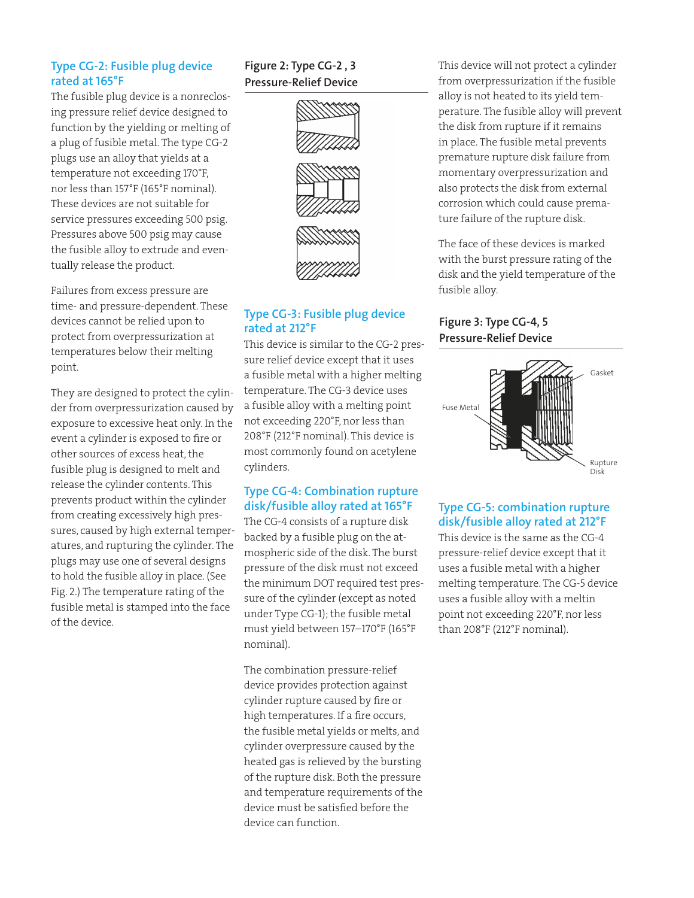## Type CG-2: Fusible plug device rated at 165°F

The fusible plug device is a nonreclosing pressure relief device designed to function by the yielding or melting of a plug of fusible metal. The type CG-2 plugs use an alloy that yields at a temperature not exceeding 170°F, nor less than 157°F (165°F nominal). These devices are not suitable for service pressures exceeding 500 psig. Pressures above 500 psig may cause the fusible alloy to extrude and eventually release the product.

Failures from excess pressure are time- and pressure-dependent. These devices cannot be relied upon to protect from overpressurization at temperatures below their melting point.

They are designed to protect the cylinder from overpressurization caused by exposure to excessive heat only. In the event a cylinder is exposed to fire or other sources of excess heat, the fusible plug is designed to melt and release the cylinder contents. This prevents product within the cylinder from creating excessively high pressures, caused by high external temperatures, and rupturing the cylinder. The plugs may use one of several designs to hold the fusible alloy in place. (See Fig. 2.) The temperature rating of the fusible metal is stamped into the face of the device.

**Figure 2: Type CG-2 , 3 Pressure-Relief Device**

## Type CG-3: Fusible plug device rated at 212°F

This device is similar to the CG-2 pressure relief device except that it uses a fusible metal with a higher melting temperature. The CG-3 device uses a fusible alloy with a melting point not exceeding 220°F, nor less than 208°F (212°F nominal). This device is most commonly found on acetylene cylinders.

## Type CG-4: Combination rupture disk/fusible alloy rated at 165°F

The CG-4 consists of a rupture disk backed by a fusible plug on the atmospheric side of the disk. The burst pressure of the disk must not exceed the minimum DOT required test pressure of the cylinder (except as noted under Type CG-1); the fusible metal must yield between 157–170°F (165°F nominal).

The combination pressure-relief device provides protection against cylinder rupture caused by fire or high temperatures. If a fire occurs, the fusible metal yields or melts, and cylinder overpressure caused by the heated gas is relieved by the bursting of the rupture disk. Both the pressure and temperature requirements of the device must be satisfied before the device can function.

This device will not protect a cylinder from overpressurization if the fusible alloy is not heated to its yield temperature. The fusible alloy will prevent the disk from rupture if it remains in place. The fusible metal prevents premature rupture disk failure from momentary overpressurization and also protects the disk from external corrosion which could cause premature failure of the rupture disk.

The face of these devices is marked with the burst pressure rating of the disk and the yield temperature of the fusible alloy.

**Figure 3: Type CG-4, 5 Pressure-Relief Device**

Gasket

Fuse Metal

Rupture Disk

## Type CG-5: combination rupture disk/fusible alloy rated at 212°F

This device is the same as the CG-4 pressure-relief device except that it uses a fusible metal with a higher melting temperature. The CG-5 device uses a fusible alloy with a meltin point not exceeding 220°F, nor less than 208°F (212°F nominal).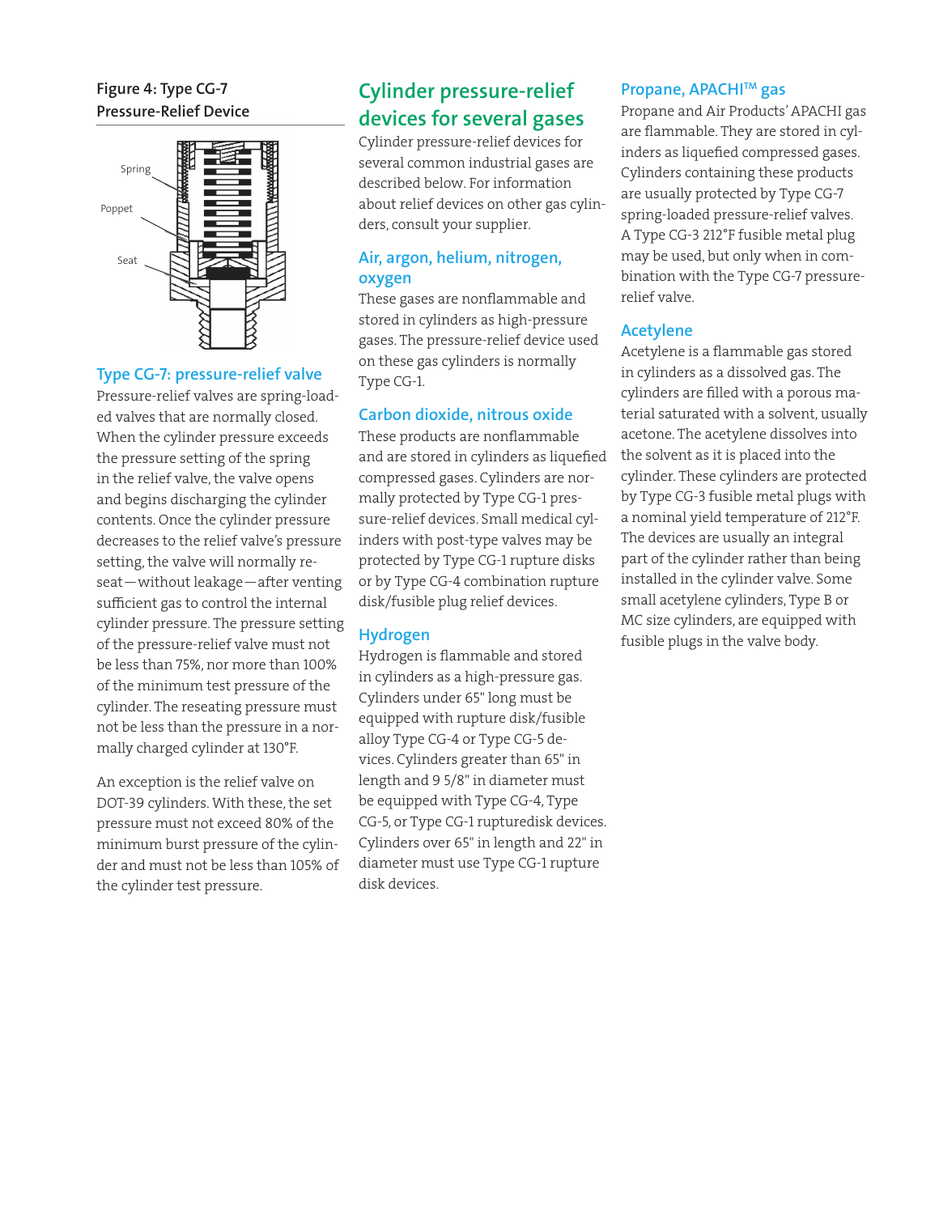**Figure 4: Type CG-7 Pressure-Relief Device**

Spring

Poppet

Seat

### Type CG-7: pressure-relief valve

Pressure-relief valves are spring-loaded valves that are normally closed. When the cylinder pressure exceeds the pressure setting of the spring in the relief valve, the valve opens and begins discharging the cylinder contents. Once the cylinder pressure decreases to the relief valve's pressure setting, the valve will normally reseat—without leakage—after venting sufficient gas to control the internal cylinder pressure. The pressure setting of the pressure-relief valve must not be less than 75%, nor more than 100% of the minimum test pressure of the cylinder. The reseating pressure must not be less than the pressure in a normally charged cylinder at 130°F.

An exception is the relief valve on DOT-39 cylinders. With these, the set pressure must not exceed 80% of the minimum burst pressure of the cylinder and must not be less than 105% of the cylinder test pressure.

## Cylinder pressure-relief devices for several gases

Cylinder pressure-relief devices for several common industrial gases are described below. For information about relief devices on other gas cylinders, consult your supplier.

### Air, argon, helium, nitrogen, oxygen

These gases are nonflammable and stored in cylinders as high-pressure gases. The pressure-relief device used on these gas cylinders is normally Type CG-1.

### Carbon dioxide, nitrous oxide

These products are nonflammable and are stored in cylinders as liquefied compressed gases. Cylinders are normally protected by Type CG-1 pressure-relief devices. Small medical cylinders with post-type valves may be protected by Type CG-1 rupture disks or by Type CG-4 combination rupture disk/fusible plug relief devices.

### Hydrogen

Hydrogen is flammable and stored in cylinders as a high-pressure gas. Cylinders under 65" long must be equipped with rupture disk/fusible alloy Type CG-4 or Type CG-5 devices. Cylinders greater than 65" in length and 9 5/8" in diameter must be equipped with Type CG-4, Type CG-5, or Type CG-1 rupturedisk devices. Cylinders over 65" in length and 22" in diameter must use Type CG-1 rupture disk devices.

### Propane, APACHI™ gas

Propane and Air Products' APACHI gas are flammable. They are stored in cylinders as liquefied compressed gases. Cylinders containing these products are usually protected by Type CG-7 spring-loaded pressure-relief valves. A Type CG-3 212°F fusible metal plug may be used, but only when in combination with the Type CG-7 pressure-relief valve.

### Acetylene

Acetylene is a flammable gas stored in cylinders as a dissolved gas. The cylinders are filled with a porous material saturated with a solvent, usually acetone. The acetylene dissolves into the solvent as it is placed into the cylinder. These cylinders are protected by Type CG-3 fusible metal plugs with a nominal yield temperature of 212°F. The devices are usually an integral part of the cylinder rather than being installed in the cylinder valve. Some small acetylene cylinders, Type B or MC size cylinders, are equipped with fusible plugs in the valve body.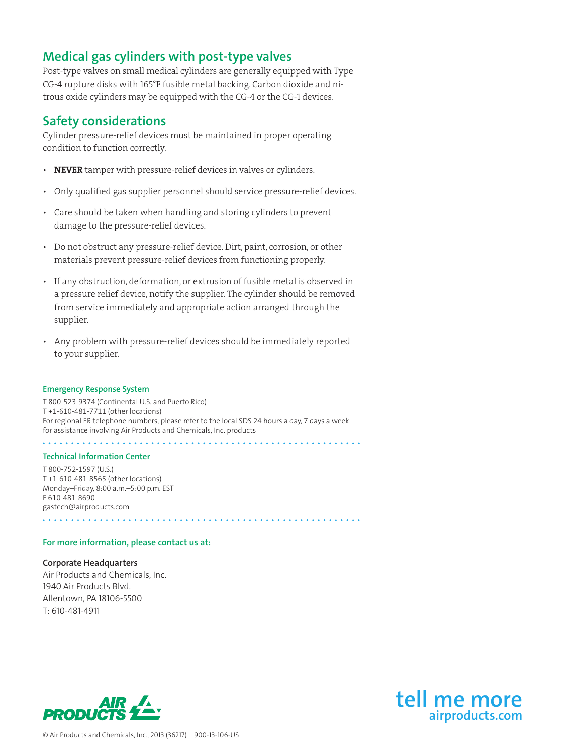## Medical gas cylinders with post-type valves

Post-type valves on small medical cylinders are generally equipped with Type CG-4 rupture disks with 165°F fusible metal backing. Carbon dioxide and nitrous oxide cylinders may be equipped with the CG-4 or the CG-1 devices.

## Safety considerations

Cylinder pressure-relief devices must be maintained in proper operating condition to function correctly.

- **NEVER** tamper with pressure-relief devices in valves or cylinders.
- Only qualified gas supplier personnel should service pressure-relief devices.
- Care should be taken when handling and storing cylinders to prevent damage to the pressure-relief devices.
- Do not obstruct any pressure-relief device. Dirt, paint, corrosion, or other materials prevent pressure-relief devices from functioning properly.
- If any obstruction, deformation, or extrusion of fusible metal is observed in a pressure relief device, notify the supplier. The cylinder should be removed from service immediately and appropriate action arranged through the supplier.
- Any problem with pressure-relief devices should be immediately reported to your supplier.

**Emergency Response System**

T 800-523-9374 (Continental U.S. and Puerto Rico)
T +1-610-481-7711 (other locations)
For regional ER telephone numbers, please refer to the local SDS 24 hours a day, 7 days a week for assistance involving Air Products and Chemicals, Inc. products

**Technical Information Center**

T 800-752-1597 (U.S.)
T +1-610-481-8565 (other locations)
Monday–Friday, 8:00 a.m.–5:00 p.m. EST
F 610-481-8690
gastech@airproducts.com

**For more information, please contact us at:**

**Corporate Headquarters**
Air Products and Chemicals, Inc.
1940 Air Products Blvd.
Allentown, PA 18106-5500
T: 610-481-4911

AIR PRODUCTS

tell me more
airproducts.com

© Air Products and Chemicals, Inc., 2013 (36217) 900-13-106-US